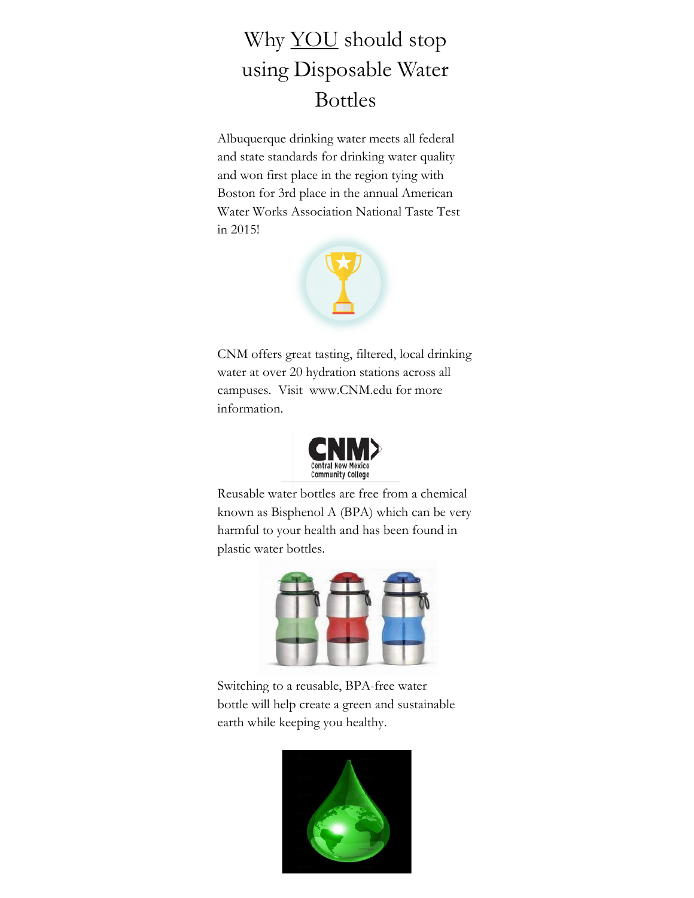# Why <u>YOU</u> should stop using Disposable Water Bottles

Albuquerque drinking water meets all federal and state standards for drinking water quality and won first place in the region tying with Boston for 3rd place in the annual American Water Works Association National Taste Test in 2015!

CNM offers great tasting, filtered, local drinking water at over 20 hydration stations across all campuses. Visit www.CNM.edu for more information.

Reusable water bottles are free from a chemical known as Bisphenol A (BPA) which can be very harmful to your health and has been found in plastic water bottles.

Switching to a reusable, BPA-free water bottle will help create a green and sustainable earth while keeping you healthy.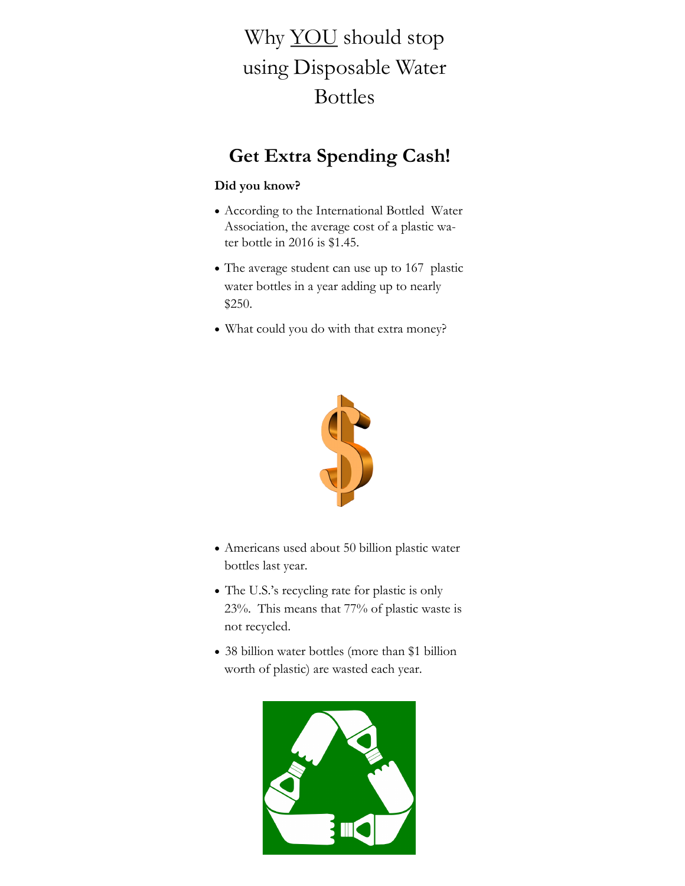# Why YOU should stop using Disposable Water Bottles

## Get Extra Spending Cash!

**Did you know?**

- According to the International Bottled Water Association, the average cost of a plastic water bottle in 2016 is $1.45.
- The average student can use up to 167 plastic water bottles in a year adding up to nearly $250.
- What could you do with that extra money?

- Americans used about 50 billion plastic water bottles last year.
- The U.S.'s recycling rate for plastic is only 23%. This means that 77% of plastic waste is not recycled.
- 38 billion water bottles (more than $1 billion worth of plastic) are wasted each year.